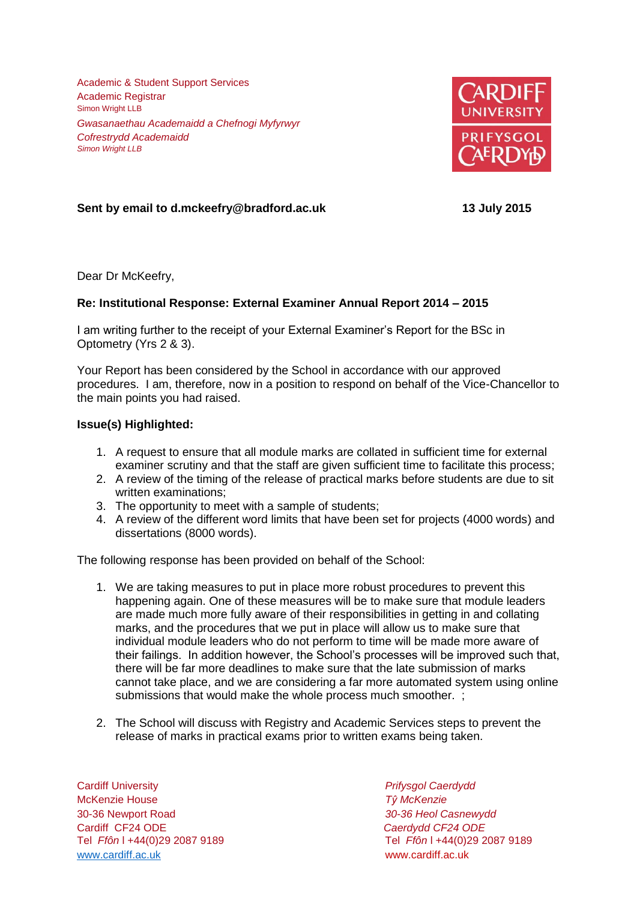Academic & Student Support Services
Academic Registrar
Simon Wright LLB

*Gwasanaethau Academaidd a Chefnogi Myfyrwyr*
*Cofrestrydd Academaidd*
*Simon Wright LLB*

**Sent by email to d.mckeefry@bradford.ac.uk** **13 July 2015**

Dear Dr McKeefry,

**Re: Institutional Response: External Examiner Annual Report 2014 – 2015**

I am writing further to the receipt of your External Examiner's Report for the BSc in Optometry (Yrs 2 & 3).

Your Report has been considered by the School in accordance with our approved procedures. I am, therefore, now in a position to respond on behalf of the Vice-Chancellor to the main points you had raised.

**Issue(s) Highlighted:**

1. A request to ensure that all module marks are collated in sufficient time for external examiner scrutiny and that the staff are given sufficient time to facilitate this process;
2. A review of the timing of the release of practical marks before students are due to sit written examinations;
3. The opportunity to meet with a sample of students;
4. A review of the different word limits that have been set for projects (4000 words) and dissertations (8000 words).

The following response has been provided on behalf of the School:

1. We are taking measures to put in place more robust procedures to prevent this happening again. One of these measures will be to make sure that module leaders are made much more fully aware of their responsibilities in getting in and collating marks, and the procedures that we put in place will allow us to make sure that individual module leaders who do not perform to time will be made more aware of their failings. In addition however, the School's processes will be improved such that, there will be far more deadlines to make sure that the late submission of marks cannot take place, and we are considering a far more automated system using online submissions that would make the whole process much smoother. ;

2. The School will discuss with Registry and Academic Services steps to prevent the release of marks in practical exams prior to written exams being taken.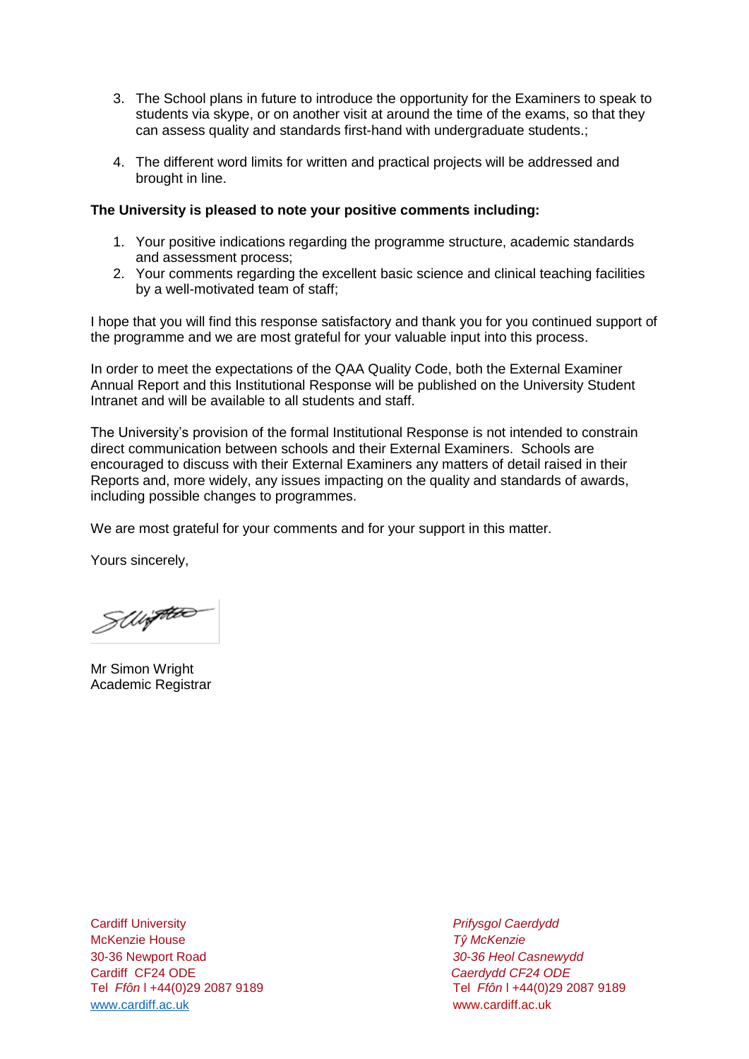3. The School plans in future to introduce the opportunity for the Examiners to speak to students via skype, or on another visit at around the time of the exams, so that they can assess quality and standards first-hand with undergraduate students.;

4. The different word limits for written and practical projects will be addressed and brought in line.

**The University is pleased to note your positive comments including:**

1. Your positive indications regarding the programme structure, academic standards and assessment process;
2. Your comments regarding the excellent basic science and clinical teaching facilities by a well-motivated team of staff;

I hope that you will find this response satisfactory and thank you for you continued support of the programme and we are most grateful for your valuable input into this process.

In order to meet the expectations of the QAA Quality Code, both the External Examiner Annual Report and this Institutional Response will be published on the University Student Intranet and will be available to all students and staff.

The University's provision of the formal Institutional Response is not intended to constrain direct communication between schools and their External Examiners. Schools are encouraged to discuss with their External Examiners any matters of detail raised in their Reports and, more widely, any issues impacting on the quality and standards of awards, including possible changes to programmes.

We are most grateful for your comments and for your support in this matter.

Yours sincerely,

Mr Simon Wright
Academic Registrar

Cardiff University
McKenzie House
30-36 Newport Road
Cardiff CF24 ODE
Tel *Ffôn* l +44(0)29 2087 9189
www.cardiff.ac.uk

*Prifysgol Caerdydd*
*Tŷ McKenzie*
*30-36 Heol Casnewydd*
*Caerdydd CF24 ODE*
Tel *Ffôn* l +44(0)29 2087 9189
www.cardiff.ac.uk